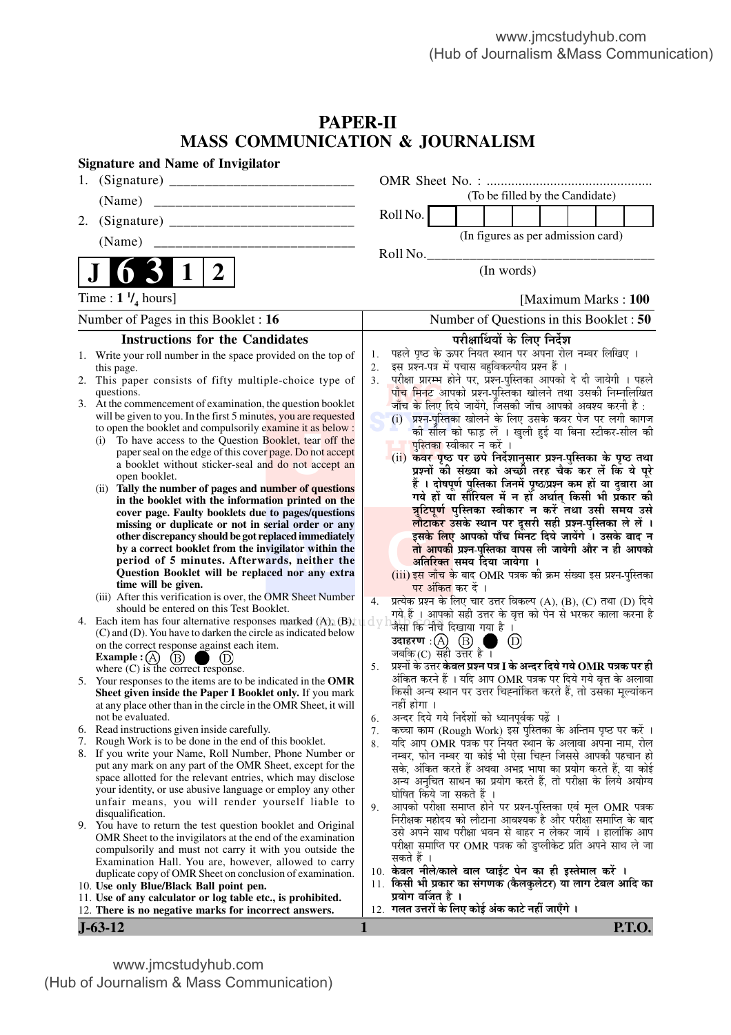# PAPER-II
# MASS COMMUNICATION & JOURNALISM

**Signature and Name of Invigilator**

1. (Signature) __________________________
   (Name) __________________________
2. (Signature) __________________________
   (Name) __________________________

OMR Sheet No. : ...............................................
(To be filled by the Candidate)

Roll No. [ ][ ][ ][ ][ ][ ][ ][ ]
(In figures as per admission card)

Roll No.________________________________
(In words)

**J 6 3 1 2**

Time : $1\frac{1}{4}$ hours] [Maximum Marks : **100**

Number of Pages in this Booklet : **16** | Number of Questions in this Booklet : **50**

## Instructions for the Candidates

1. Write your roll number in the space provided on the top of this page.
2. This paper consists of fifty multiple-choice type of questions.
3. At the commencement of examination, the question booklet will be given to you. In the first 5 minutes, you are requested to open the booklet and compulsorily examine it as below :
   (i) To have access to the Question Booklet, tear off the paper seal on the edge of this cover page. Do not accept a booklet without sticker-seal and do not accept an open booklet.
   (ii) **Tally the number of pages and number of questions in the booklet with the information printed on the cover page. Faulty booklets due to pages/questions missing or duplicate or not in serial order or any other discrepancy should be got replaced immediately by a correct booklet from the invigilator within the period of 5 minutes. Afterwards, neither the Question Booklet will be replaced nor any extra time will be given.**
   (iii) After this verification is over, the OMR Sheet Number should be entered on this Test Booklet.
4. Each item has four alternative responses marked (A), (B), (C) and (D). You have to darken the circle as indicated below on the correct response against each item.
   **Example :** (A) (B) ● (D)
   where (C) is the correct response.
5. Your responses to the items are to be indicated in the **OMR Sheet given inside the Paper I Booklet only.** If you mark at any place other than in the circle in the OMR Sheet, it will not be evaluated.
6. Read instructions given inside carefully.
7. Rough Work is to be done in the end of this booklet.
8. If you write your Name, Roll Number, Phone Number or put any mark on any part of the OMR Sheet, except for the space allotted for the relevant entries, which may disclose your identity, or use abusive language or employ any other unfair means, you will render yourself liable to disqualification.
9. You have to return the test question booklet and Original OMR Sheet to the invigilators at the end of the examination compulsorily and must not carry it with you outside the Examination Hall. You are, however, allowed to carry duplicate copy of OMR Sheet on conclusion of examination.
10. **Use only Blue/Black Ball point pen.**
11. **Use of any calculator or log table etc., is prohibited.**
12. **There is no negative marks for incorrect answers.**

## परीक्षार्थियों के लिए निर्देश

1. पहले पृष्ठ के ऊपर नियत स्थान पर अपना रोल नम्बर लिखिए ।
2. इस प्रश्न-पत्र में पचास बहुविकल्पीय प्रश्न हैं ।
3. परीक्षा प्रारम्भ होने पर, प्रश्न-पुस्तिका आपको दे दी जायेगी । पहले पाँच मिनट आपको प्रश्न-पुस्तिका खोलने तथा उसकी निम्नलिखित जाँच के लिए दिये जायेंगे, जिसकी जाँच आपको अवश्य करनी है :
   (i) प्रश्न-पुस्तिका खोलने के लिए उसके कवर पेज पर लगी कागज की सील को फाड़ लें । खुली हुई या बिना स्टीकर-सील की पुस्तिका स्वीकार न करें ।
   (ii) **कवर पृष्ठ पर छपे निर्देशानुसार प्रश्न-पुस्तिका के पृष्ठ तथा प्रश्नों की संख्या को अच्छी तरह चैक कर लें कि ये पूरे हैं । दोषपूर्ण पुस्तिका जिनमें पृष्ठ/प्रश्न कम हों या दुबारा आ गये हों या सीरियल में न हों अर्थात् किसी भी प्रकार की त्रुटिपूर्ण पुस्तिका स्वीकार न करें तथा उसी समय उसे लौटाकर उसके स्थान पर दूसरी सही प्रश्न-पुस्तिका ले लें । इसके लिए आपको पाँच मिनट दिये जायेंगे । उसके बाद न तो आपकी प्रश्न-पुस्तिका वापस ली जायेगी और न ही आपको अतिरिक्त समय दिया जायेगा ।**
   (iii) इस जाँच के बाद OMR पत्रक की क्रम संख्या इस प्रश्न-पुस्तिका पर अंकित कर दें ।
4. प्रत्येक प्रश्न के लिए चार उत्तर विकल्प (A), (B), (C) तथा (D) दिये गये हैं । आपको सही उत्तर के वृत्त को पेन से भरकर काला करना है जैसा कि नीचे दिखाया गया है ।
   **उदाहरण :** (A) (B) ● (D)
   जबकि (C) सही उत्तर है ।
5. प्रश्नों के उत्तर **केवल प्रश्न पत्र I के अन्दर दिये गये OMR पत्रक पर ही** अंकित करने हैं । यदि आप OMR पत्रक पर दिये गये वृत्त के अलावा किसी अन्य स्थान पर उत्तर चिह्नांकित करते हैं, तो उसका मूल्यांकन नहीं होगा ।
6. अन्दर दिये गये निर्देशों को ध्यानपूर्वक पढ़ें ।
7. कच्चा काम (Rough Work) इस पुस्तिका के अन्तिम पृष्ठ पर करें ।
8. यदि आप OMR पत्रक पर नियत स्थान के अलावा अपना नाम, रोल नम्बर, फोन नम्बर या कोई भी ऐसा चिह्न जिससे आपकी पहचान हो सके, अंकित करते हैं अथवा अभद्र भाषा का प्रयोग करते हैं, या कोई अन्य अनुचित साधन का प्रयोग करते हैं, तो परीक्षा के लिये अयोग्य घोषित किये जा सकते हैं ।
9. आपको परीक्षा समाप्त होने पर प्रश्न-पुस्तिका एवं मूल OMR पत्रक निरीक्षक महोदय को लौटाना आवश्यक है और परीक्षा समाप्ति के बाद उसे अपने साथ परीक्षा भवन से बाहर न लेकर जायें । हालांकि आप परीक्षा समाप्ति पर OMR पत्रक की डुप्लीकेट प्रति अपने साथ ले जा सकते हैं ।
10. **केवल नीले/काले बाल प्वाईंट पेन का ही इस्तेमाल करें ।**
11. **किसी भी प्रकार का संगणक (कैलकुलेटर) या लाग टेबल आदि का प्रयोग वर्जित है ।**
12. **गलत उत्तरों के लिए कोई अंक काटे नहीं जाएँगे ।**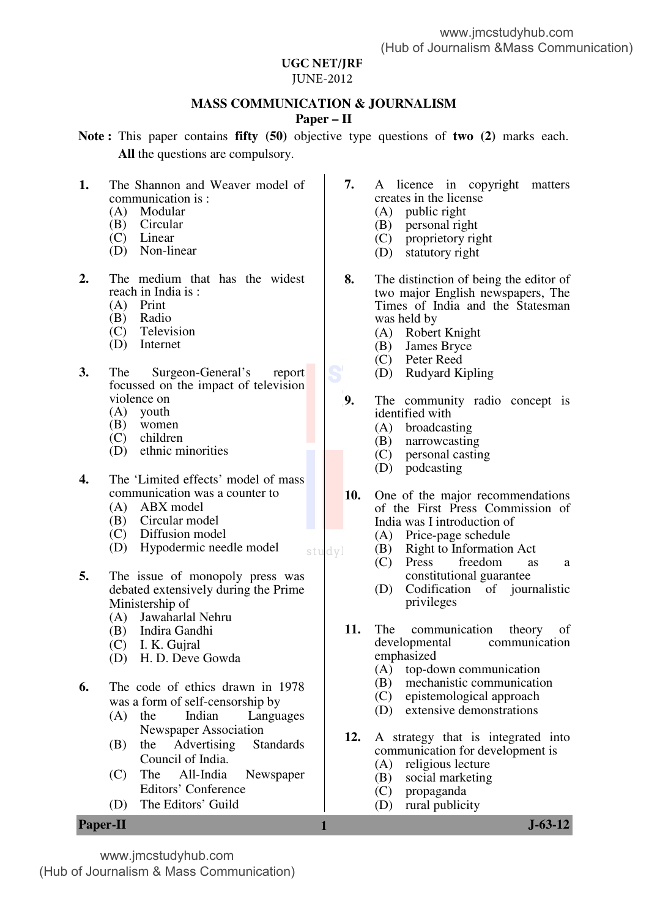# UGC NET/JRF
JUNE-2012

## MASS COMMUNICATION & JOURNALISM
### Paper – II

**Note :** This paper contains **fifty (50)** objective type questions of **two (2)** marks each. **All** the questions are compulsory.

**1.** The Shannon and Weaver model of communication is :
(A) Modular
(B) Circular
(C) Linear
(D) Non-linear

**2.** The medium that has the widest reach in India is :
(A) Print
(B) Radio
(C) Television
(D) Internet

**3.** The Surgeon-General's report focussed on the impact of television violence on
(A) youth
(B) women
(C) children
(D) ethnic minorities

**4.** The 'Limited effects' model of mass communication was a counter to
(A) ABX model
(B) Circular model
(C) Diffusion model
(D) Hypodermic needle model

**5.** The issue of monopoly press was debated extensively during the Prime Ministership of
(A) Jawaharlal Nehru
(B) Indira Gandhi
(C) I. K. Gujral
(D) H. D. Deve Gowda

**6.** The code of ethics drawn in 1978 was a form of self-censorship by
(A) the Indian Languages Newspaper Association
(B) the Advertising Standards Council of India.
(C) The All-India Newspaper Editors' Conference
(D) The Editors' Guild

**7.** A licence in copyright matters creates in the license
(A) public right
(B) personal right
(C) proprietory right
(D) statutory right

**8.** The distinction of being the editor of two major English newspapers, The Times of India and the Statesman was held by
(A) Robert Knight
(B) James Bryce
(C) Peter Reed
(D) Rudyard Kipling

**9.** The community radio concept is identified with
(A) broadcasting
(B) narrowcasting
(C) personal casting
(D) podcasting

**10.** One of the major recommendations of the First Press Commission of India was I introduction of
(A) Price-page schedule
(B) Right to Information Act
(C) Press freedom as a constitutional guarantee
(D) Codification of journalistic privileges

**11.** The communication theory of developmental communication emphasized
(A) top-down communication
(B) mechanistic communication
(C) epistemological approach
(D) extensive demonstrations

**12.** A strategy that is integrated into communication for development is
(A) religious lecture
(B) social marketing
(C) propaganda
(D) rural publicity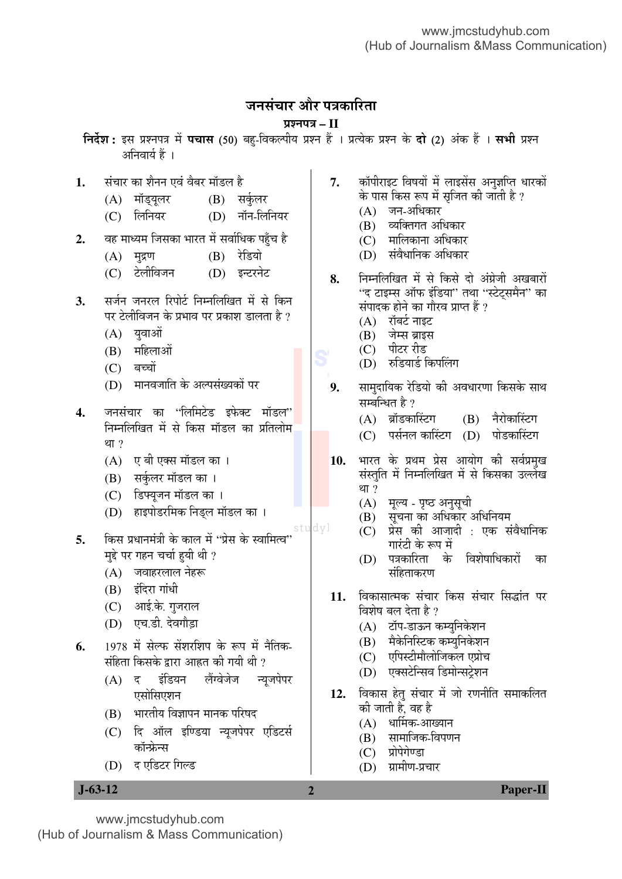# जनसंचार और पत्रकारिता

## प्रश्नपत्र – II

**निर्देश :** इस प्रश्नपत्र में **पचास** (50) बहु-विकल्पीय प्रश्न हैं । प्रत्येक प्रश्न के **दो** (2) अंक हैं । **सभी** प्रश्न अनिवार्य हैं ।

**1.** संचार का शैनन एवं वैबर मॉडल है
(A) मॉड्यूलर (B) सर्कुलर
(C) लिनियर (D) नॉन-लिनियर

**2.** वह माध्यम जिसका भारत में सर्वाधिक पहुँच है
(A) मुद्रण (B) रेडियो
(C) टेलीविजन (D) इन्टरनेट

**3.** सर्जन जनरल रिपोर्ट निम्नलिखित में से किन पर टेलीविजन के प्रभाव पर प्रकाश डालता है ?
(A) युवाओं
(B) महिलाओं
(C) बच्चों
(D) मानवजाति के अल्पसंख्यकों पर

**4.** जनसंचार का "लिमिटेड इफेक्ट मॉडल" निम्नलिखित में से किस मॉडल का प्रतिलोम था ?
(A) ए बी एक्स मॉडल का ।
(B) सर्कुलर मॉडल का ।
(C) डिफ्यूजन मॉडल का ।
(D) हाइपोडरमिक निड्ल मॉडल का ।

**5.** किस प्रधानमंत्री के काल में "प्रेस के स्वामित्व" मुद्दे पर गहन चर्चा हुयी थी ?
(A) जवाहरलाल नेहरू
(B) इंदिरा गांधी
(C) आई.के. गुजराल
(D) एच.डी. देवगौड़ा

**6.** 1978 में सेल्फ सेंशरशिप के रूप में नैतिक-संहिता किसके द्वारा आहत की गयी थी ?
(A) द इंडियन लैंग्वेजेज न्यूजपेपर एसोसिएशन
(B) भारतीय विज्ञापन मानक परिषद
(C) दि ऑल इण्डिया न्यूजपेपर एडिटर्स कॉन्फ्रेन्स
(D) द एडिटर गिल्ड

**7.** कॉपीराइट विषयों में लाइसेंस अनुज्ञप्ति धारकों के पास किस रूप में सृजित की जाती है ?
(A) जन-अधिकार
(B) व्यक्तिगत अधिकार
(C) मालिकाना अधिकार
(D) संवैधानिक अधिकार

**8.** निम्नलिखित में से किसे दो अंग्रेजी अखबारों "द टाइम्स ऑफ इंडिया" तथा "स्टेट्समैन" का संपादक होने का गौरव प्राप्त हैं ?
(A) रॉबर्ट नाइट
(B) जेम्स ब्राइस
(C) पीटर रीड
(D) रुडियार्ड किपलिंग

**9.** सामुदायिक रेडियो की अवधारणा किसके साथ सम्बन्धित है ?
(A) ब्रॉडकास्टिंग (B) नैरोकास्टिंग
(C) पर्सनल कास्टिंग (D) पोडकास्टिंग

**10.** भारत के प्रथम प्रेस आयोग की सर्वप्रमुख संस्तुति में निम्नलिखित में से किसका उल्लेख था ?
(A) मूल्य - पृष्ठ अनुसूची
(B) सूचना का अधिकार अधिनियम
(C) प्रेस की आजादी : एक संवैधानिक गारंटी के रूप में
(D) पत्रकारिता के विशेषाधिकारों का संहिताकरण

**11.** विकासात्मक संचार किस संचार सिद्धांत पर विशेष बल देता है ?
(A) टॉप-डाऊन कम्युनिकेशन
(B) मैकेनिस्टिक कम्युनिकेशन
(C) एपिस्टीमौलोजिकल एप्रोच
(D) एक्सटेन्सिव डिमोन्सट्रेशन

**12.** विकास हेतु संचार में जो रणनीति समाकलित की जाती है, वह है
(A) धार्मिक-आख्यान
(B) सामाजिक-विपणन
(C) प्रोपेगेण्डा
(D) ग्रामीण-प्रचार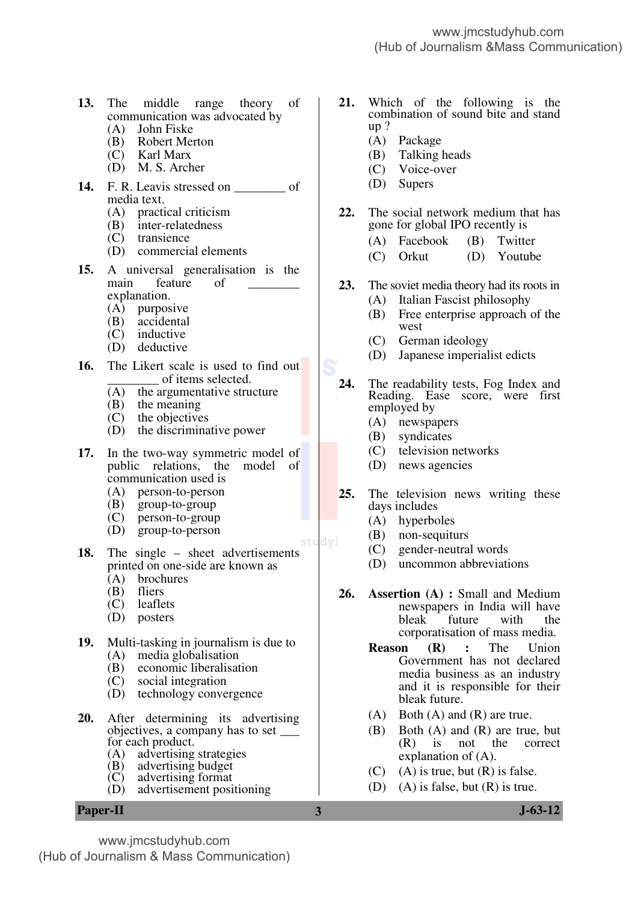13. The middle range theory of communication was advocated by
    (A) John Fiske
    (B) Robert Merton
    (C) Karl Marx
    (D) M. S. Archer

14. F. R. Leavis stressed on ________ of media text.
    (A) practical criticism
    (B) inter-relatedness
    (C) transience
    (D) commercial elements

15. A universal generalisation is the main feature of ________ explanation.
    (A) purposive
    (B) accidental
    (C) inductive
    (D) deductive

16. The Likert scale is used to find out ________ of items selected.
    (A) the argumentative structure
    (B) the meaning
    (C) the objectives
    (D) the discriminative power

17. In the two-way symmetric model of public relations, the model of communication used is
    (A) person-to-person
    (B) group-to-group
    (C) person-to-group
    (D) group-to-person

18. The single – sheet advertisements printed on one-side are known as
    (A) brochures
    (B) fliers
    (C) leaflets
    (D) posters

19. Multi-tasking in journalism is due to
    (A) media globalisation
    (B) economic liberalisation
    (C) social integration
    (D) technology convergence

20. After determining its advertising objectives, a company has to set ___ for each product.
    (A) advertising strategies
    (B) advertising budget
    (C) advertising format
    (D) advertisement positioning

21. Which of the following is the combination of sound bite and stand up ?
    (A) Package
    (B) Talking heads
    (C) Voice-over
    (D) Supers

22. The social network medium that has gone for global IPO recently is
    (A) Facebook (B) Twitter
    (C) Orkut (D) Youtube

23. The soviet media theory had its roots in
    (A) Italian Fascist philosophy
    (B) Free enterprise approach of the west
    (C) German ideology
    (D) Japanese imperialist edicts

24. The readability tests, Fog Index and Reading. Ease score, were first employed by
    (A) newspapers
    (B) syndicates
    (C) television networks
    (D) news agencies

25. The television news writing these days includes
    (A) hyperboles
    (B) non-sequiturs
    (C) gender-neutral words
    (D) uncommon abbreviations

26. **Assertion (A) :** Small and Medium newspapers in India will have bleak future with the corporatisation of mass media.

    **Reason (R) :** The Union Government has not declared media business as an industry and it is responsible for their bleak future.

    (A) Both (A) and (R) are true.
    (B) Both (A) and (R) are true, but (R) is not the correct explanation of (A).
    (C) (A) is true, but (R) is false.
    (D) (A) is false, but (R) is true.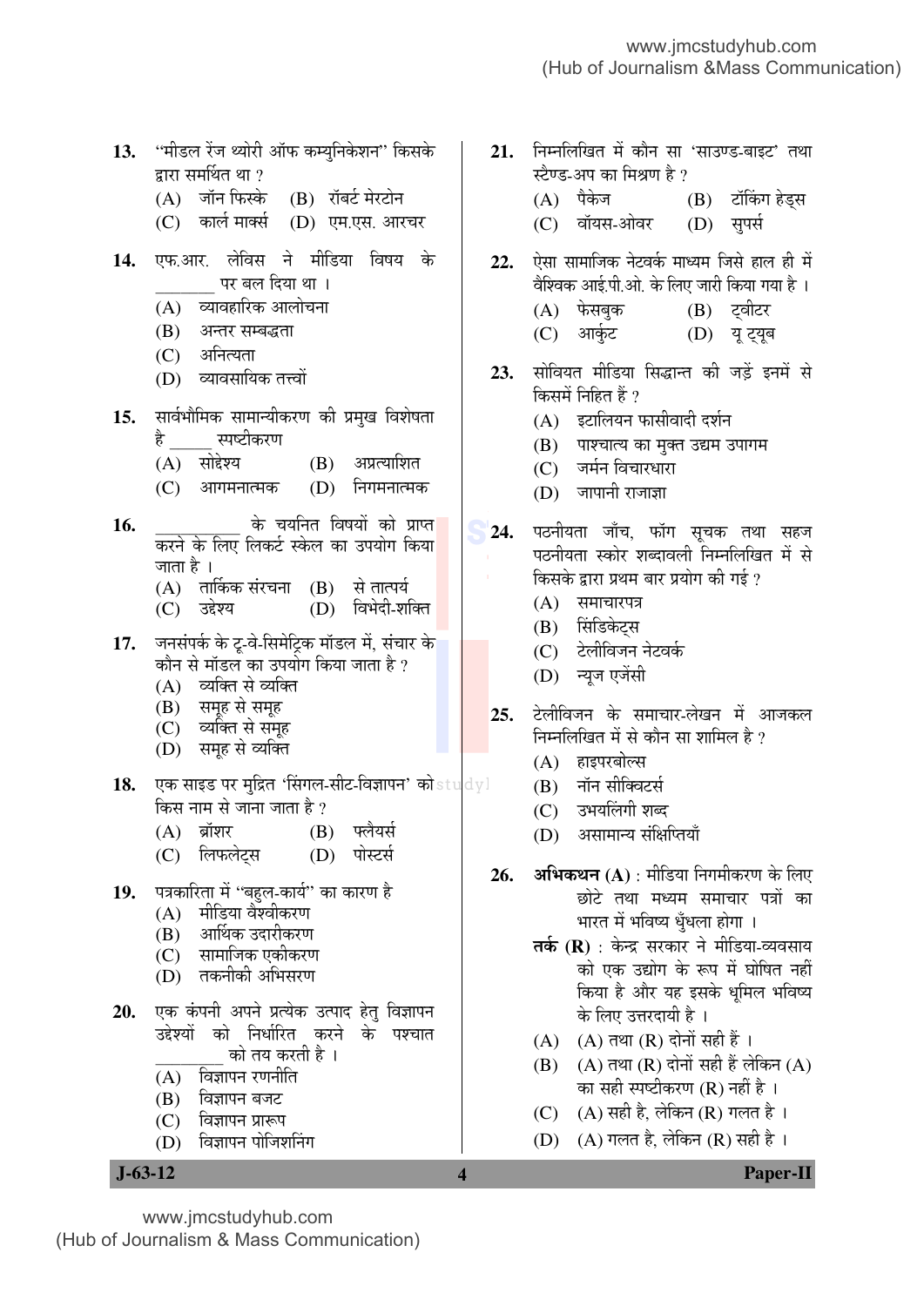13. "मीडल रेंज थ्योरी ऑफ कम्युनिकेशन" किसके द्वारा समर्थित था ?
(A) जॉन फिस्के (B) रॉबर्ट मेरटोन
(C) कार्ल मार्क्स (D) एम.एस. आरचर

14. एफ.आर. लेविस ने मीडिया विषय के ________ पर बल दिया था ।
(A) व्यावहारिक आलोचना
(B) अन्तर सम्बद्धता
(C) अनित्यता
(D) व्यावसायिक तत्त्वों

15. सार्वभौमिक सामान्यीकरण की प्रमुख विशेषता है _____ स्पष्टीकरण
(A) सोद्देश्य (B) अप्रत्याशित
(C) आगमनात्मक (D) निगमनात्मक

16. __________ के चयनित विषयों को प्राप्त करने के लिए लिकर्ट स्केल का उपयोग किया जाता है ।
(A) तार्किक संरचना (B) से तात्पर्य
(C) उद्देश्य (D) विभेदी-शक्ति

17. जनसंपर्क के टू-वे-सिमेट्रिक मॉडल में, संचार के कौन से मॉडल का उपयोग किया जाता है ?
(A) व्यक्ति से व्यक्ति
(B) समूह से समूह
(C) व्यक्ति से समूह
(D) समूह से व्यक्ति

18. एक साइड पर मुद्रित 'सिंगल-सीट-विज्ञापन' को किस नाम से जाना जाता है ?
(A) ब्रॉशर (B) फ्लैयर्स
(C) लिफलेट्स (D) पोस्टर्स

19. पत्रकारिता में "बहुल-कार्य" का कारण है
(A) मीडिया वैश्वीकरण
(B) आर्थिक उदारीकरण
(C) सामाजिक एकीकरण
(D) तकनीकी अभिसरण

20. एक कंपनी अपने प्रत्येक उत्पाद हेतु विज्ञापन उद्देश्यों को निर्धारित करने के पश्चात __________ को तय करती है ।
(A) विज्ञापन रणनीति
(B) विज्ञापन बजट
(C) विज्ञापन प्रारूप
(D) विज्ञापन पोजिशनिंग

21. निम्नलिखित में कौन सा 'साउण्ड-बाइट' तथा स्टैण्ड-अप का मिश्रण है ?
(A) पैकेज (B) टॉकिंग हेड्स
(C) वॉयस-ओवर (D) सुपर्स

22. ऐसा सामाजिक नेटवर्क माध्यम जिसे हाल ही में वैश्विक आई.पी.ओ. के लिए जारी किया गया है ।
(A) फेसबुक (B) ट्वीटर
(C) आर्कुट (D) यू ट्यूब

23. सोवियत मीडिया सिद्धान्त की जड़ें इनमें से किसमें निहित हैं ?
(A) इटालियन फासीवादी दर्शन
(B) पाश्चात्य का मुक्त उद्यम उपागम
(C) जर्मन विचारधारा
(D) जापानी राजाज्ञा

24. पठनीयता जाँच, फॉग सूचक तथा सहज पठनीयता स्कोर शब्दावली निम्नलिखित में से किसके द्वारा प्रथम बार प्रयोग की गई ?
(A) समाचारपत्र
(B) सिंडिकेट्स
(C) टेलीविजन नेटवर्क
(D) न्यूज एजेंसी

25. टेलीविजन के समाचार-लेखन में आजकल निम्नलिखित में से कौन सा शामिल है ?
(A) हाइपरबोल्स
(B) नॉन सीक्विटर्स
(C) उभयलिंगी शब्द
(D) असामान्य संक्षिप्तियाँ

26. **अभिकथन (A)** : मीडिया निगमीकरण के लिए छोटे तथा मध्यम समाचार पत्रों का भारत में भविष्य धुँधला होगा ।
**तर्क (R)** : केन्द्र सरकार ने मीडिया-व्यवसाय को एक उद्योग के रूप में घोषित नहीं किया है और यह इसके धूमिल भविष्य के लिए उत्तरदायी है ।
(A) (A) तथा (R) दोनों सही हैं ।
(B) (A) तथा (R) दोनों सही हैं लेकिन (A) का सही स्पष्टीकरण (R) नहीं है ।
(C) (A) सही है, लेकिन (R) गलत है ।
(D) (A) गलत है, लेकिन (R) सही है ।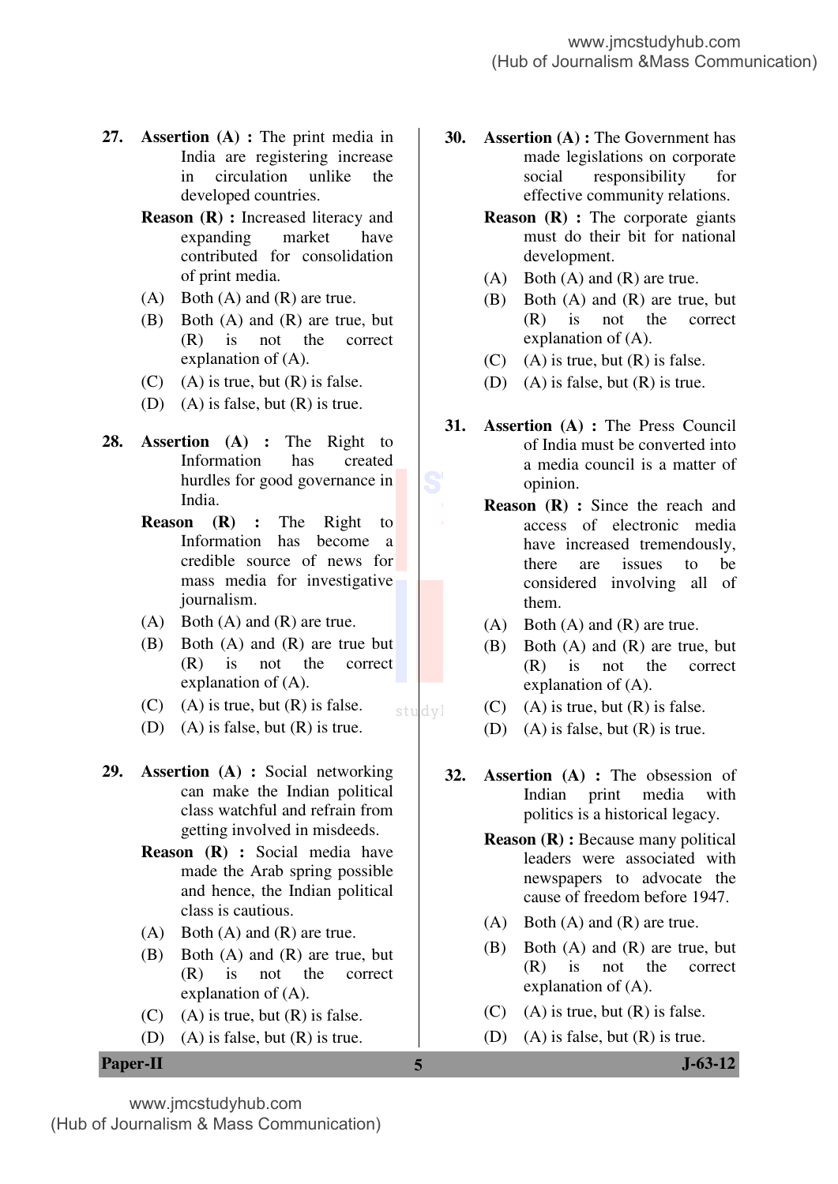27. **Assertion (A) :** The print media in India are registering increase in circulation unlike the developed countries.

    **Reason (R) :** Increased literacy and expanding market have contributed for consolidation of print media.

    (A) Both (A) and (R) are true.

    (B) Both (A) and (R) are true, but (R) is not the correct explanation of (A).

    (C) (A) is true, but (R) is false.

    (D) (A) is false, but (R) is true.

28. **Assertion (A) :** The Right to Information has created hurdles for good governance in India.

    **Reason (R) :** The Right to Information has become a credible source of news for mass media for investigative journalism.

    (A) Both (A) and (R) are true.

    (B) Both (A) and (R) are true but (R) is not the correct explanation of (A).

    (C) (A) is true, but (R) is false.

    (D) (A) is false, but (R) is true.

29. **Assertion (A) :** Social networking can make the Indian political class watchful and refrain from getting involved in misdeeds.

    **Reason (R) :** Social media have made the Arab spring possible and hence, the Indian political class is cautious.

    (A) Both (A) and (R) are true.

    (B) Both (A) and (R) are true, but (R) is not the correct explanation of (A).

    (C) (A) is true, but (R) is false.

    (D) (A) is false, but (R) is true.

30. **Assertion (A) :** The Government has made legislations on corporate social responsibility for effective community relations.

    **Reason (R) :** The corporate giants must do their bit for national development.

    (A) Both (A) and (R) are true.

    (B) Both (A) and (R) are true, but (R) is not the correct explanation of (A).

    (C) (A) is true, but (R) is false.

    (D) (A) is false, but (R) is true.

31. **Assertion (A) :** The Press Council of India must be converted into a media council is a matter of opinion.

    **Reason (R) :** Since the reach and access of electronic media have increased tremendously, there are issues to be considered involving all of them.

    (A) Both (A) and (R) are true.

    (B) Both (A) and (R) are true, but (R) is not the correct explanation of (A).

    (C) (A) is true, but (R) is false.

    (D) (A) is false, but (R) is true.

32. **Assertion (A) :** The obsession of Indian print media with politics is a historical legacy.

    **Reason (R) :** Because many political leaders were associated with newspapers to advocate the cause of freedom before 1947.

    (A) Both (A) and (R) are true.

    (B) Both (A) and (R) are true, but (R) is not the correct explanation of (A).

    (C) (A) is true, but (R) is false.

    (D) (A) is false, but (R) is true.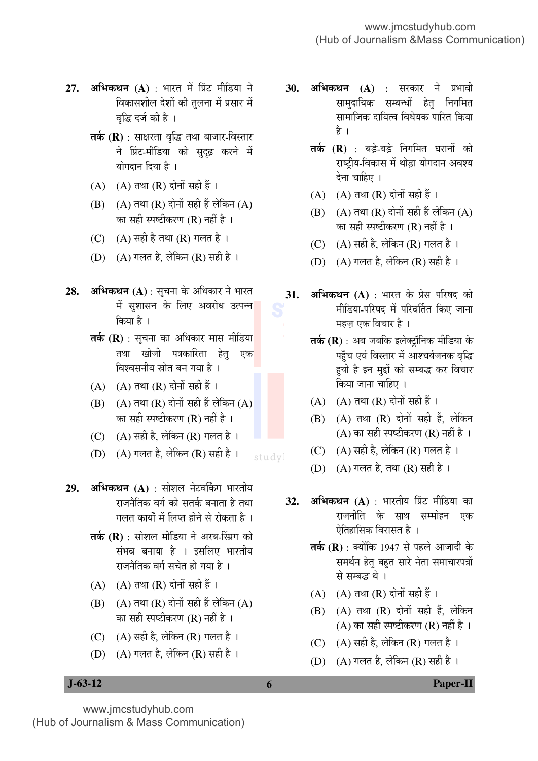**27.** **अभिकथन (A)** : भारत में प्रिंट मीडिया ने विकासशील देशों की तुलना में प्रसार में वृद्धि दर्ज की है ।

**तर्क (R)** : साक्षरता वृद्धि तथा बाजार-विस्तार ने प्रिंट-मीडिया को सुदृढ़ करने में योगदान दिया है ।

(A) (A) तथा (R) दोनों सही हैं ।

(B) (A) तथा (R) दोनों सही हैं लेकिन (A) का सही स्पष्टीकरण (R) नहीं है ।

(C) (A) सही है तथा (R) गलत है ।

(D) (A) गलत है, लेकिन (R) सही है ।

**28.** **अभिकथन (A)** : सूचना के अधिकार ने भारत में सुशासन के लिए अवरोध उत्पन्न किया है ।

**तर्क (R)** : सूचना का अधिकार मास मीडिया तथा खोजी पत्रकारिता हेतु एक विश्वसनीय स्रोत बन गया है ।

(A) (A) तथा (R) दोनों सही हैं ।

(B) (A) तथा (R) दोनों सही हैं लेकिन (A) का सही स्पष्टीकरण (R) नहीं है ।

(C) (A) सही है, लेकिन (R) गलत है ।

(D) (A) गलत है, लेकिन (R) सही है ।

**29.** **अभिकथन (A)** : सोशल नेटवर्किंग भारतीय राजनैतिक वर्ग को सतर्क बनाता है तथा गलत कार्यों में लिप्त होने से रोकता है ।

**तर्क (R)** : सोशल मीडिया ने अरब-स्प्रिंग को संभव बनाया है । इसलिए भारतीय राजनैतिक वर्ग सचेत हो गया है ।

(A) (A) तथा (R) दोनों सही हैं ।

(B) (A) तथा (R) दोनों सही हैं लेकिन (A) का सही स्पष्टीकरण (R) नहीं है ।

(C) (A) सही है, लेकिन (R) गलत है ।

(D) (A) गलत है, लेकिन (R) सही है ।

**30.** **अभिकथन (A)** : सरकार ने प्रभावी सामुदायिक सम्बन्धों हेतु निगमित सामाजिक दायित्व विधेयक पारित किया है ।

**तर्क (R)** : बड़े-बड़े निगमित घरानों को राष्ट्रीय-विकास में थोड़ा योगदान अवश्य देना चाहिए ।

(A) (A) तथा (R) दोनों सही हैं ।

(B) (A) तथा (R) दोनों सही हैं लेकिन (A) का सही स्पष्टीकरण (R) नहीं है ।

(C) (A) सही है, लेकिन (R) गलत है ।

(D) (A) गलत है, लेकिन (R) सही है ।

**31.** **अभिकथन (A)** : भारत के प्रेस परिषद को मीडिया-परिषद में परिवर्तित किए जाना महज़ एक विचार है ।

**तर्क (R)** : अब जबकि इलेक्ट्रॉनिक मीडिया के पहुँच एवं विस्तार में आश्चर्यजनक वृद्धि हुयी है इन मुद्दों को सम्बद्ध कर विचार किया जाना चाहिए ।

(A) (A) तथा (R) दोनों सही हैं ।

(B) (A) तथा (R) दोनों सही हैं, लेकिन (A) का सही स्पष्टीकरण (R) नहीं है ।

(C) (A) सही है, लेकिन (R) गलत है ।

(D) (A) गलत है, तथा (R) सही है ।

**32.** **अभिकथन (A)** : भारतीय प्रिंट मीडिया का राजनीति के साथ सम्मोहन एक ऐतिहासिक विरासत है ।

**तर्क (R)** : क्योंकि 1947 से पहले आजादी के समर्थन हेतु बहुत सारे नेता समाचारपत्रों से सम्बद्ध थे ।

(A) (A) तथा (R) दोनों सही हैं ।

(B) (A) तथा (R) दोनों सही हैं, लेकिन (A) का सही स्पष्टीकरण (R) नहीं है ।

(C) (A) सही है, लेकिन (R) गलत है ।

(D) (A) गलत है, लेकिन (R) सही है ।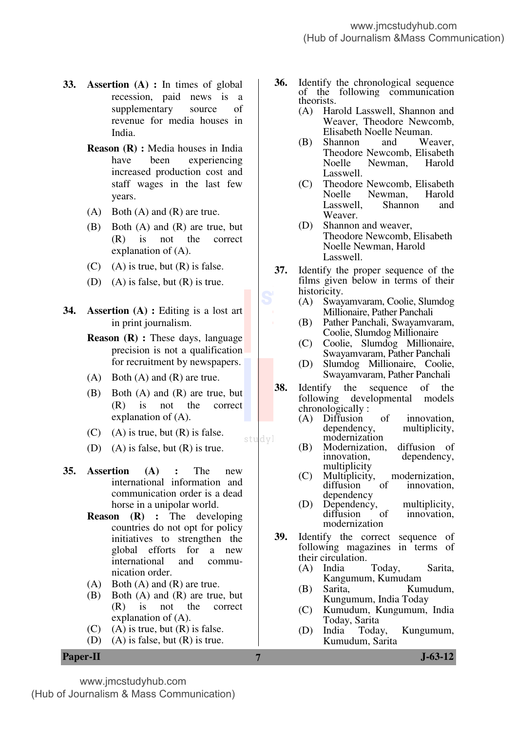33. **Assertion (A) :** In times of global recession, paid news is a supplementary source of revenue for media houses in India.

    **Reason (R) :** Media houses in India have been experiencing increased production cost and staff wages in the last few years.

    (A) Both (A) and (R) are true.

    (B) Both (A) and (R) are true, but (R) is not the correct explanation of (A).

    (C) (A) is true, but (R) is false.

    (D) (A) is false, but (R) is true.

34. **Assertion (A) :** Editing is a lost art in print journalism.

    **Reason (R) :** These days, language precision is not a qualification for recruitment by newspapers.

    (A) Both (A) and (R) are true.

    (B) Both (A) and (R) are true, but (R) is not the correct explanation of (A).

    (C) (A) is true, but (R) is false.

    (D) (A) is false, but (R) is true.

35. **Assertion (A) :** The new international information and communication order is a dead horse in a unipolar world.

    **Reason (R) :** The developing countries do not opt for policy initiatives to strengthen the global efforts for a new international and communication order.

    (A) Both (A) and (R) are true.

    (B) Both (A) and (R) are true, but (R) is not the correct explanation of (A).

    (C) (A) is true, but (R) is false.

    (D) (A) is false, but (R) is true.

36. Identify the chronological sequence of the following communication theorists.

    (A) Harold Lasswell, Shannon and Weaver, Theodore Newcomb, Elisabeth Noelle Neuman.

    (B) Shannon and Weaver, Theodore Newcomb, Elisabeth Noelle Newman, Harold Lasswell.

    (C) Theodore Newcomb, Elisabeth Noelle Newman, Harold Lasswell, Shannon and Weaver.

    (D) Shannon and weaver, Theodore Newcomb, Elisabeth Noelle Newman, Harold Lasswell.

37. Identify the proper sequence of the films given below in terms of their historicity.

    (A) Swayamvaram, Coolie, Slumdog Millionaire, Pather Panchali

    (B) Pather Panchali, Swayamvaram, Coolie, Slumdog Millionaire

    (C) Coolie, Slumdog Millionaire, Swayamvaram, Pather Panchali

    (D) Slumdog Millionaire, Coolie, Swayamvaram, Pather Panchali

38. Identify the sequence of the following developmental models chronologically :

    (A) Diffusion of innovation, dependency, multiplicity, modernization

    (B) Modernization, diffusion of innovation, dependency, multiplicity

    (C) Multiplicity, modernization, diffusion of innovation, dependency

    (D) Dependency, multiplicity, diffusion of innovation, modernization

39. Identify the correct sequence of following magazines in terms of their circulation.

    (A) India Today, Sarita, Kangumum, Kumudam

    (B) Sarita, Kumudum, Kungumum, India Today

    (C) Kumudum, Kungumum, India Today, Sarita

    (D) India Today, Kungumum, Kumudum, Sarita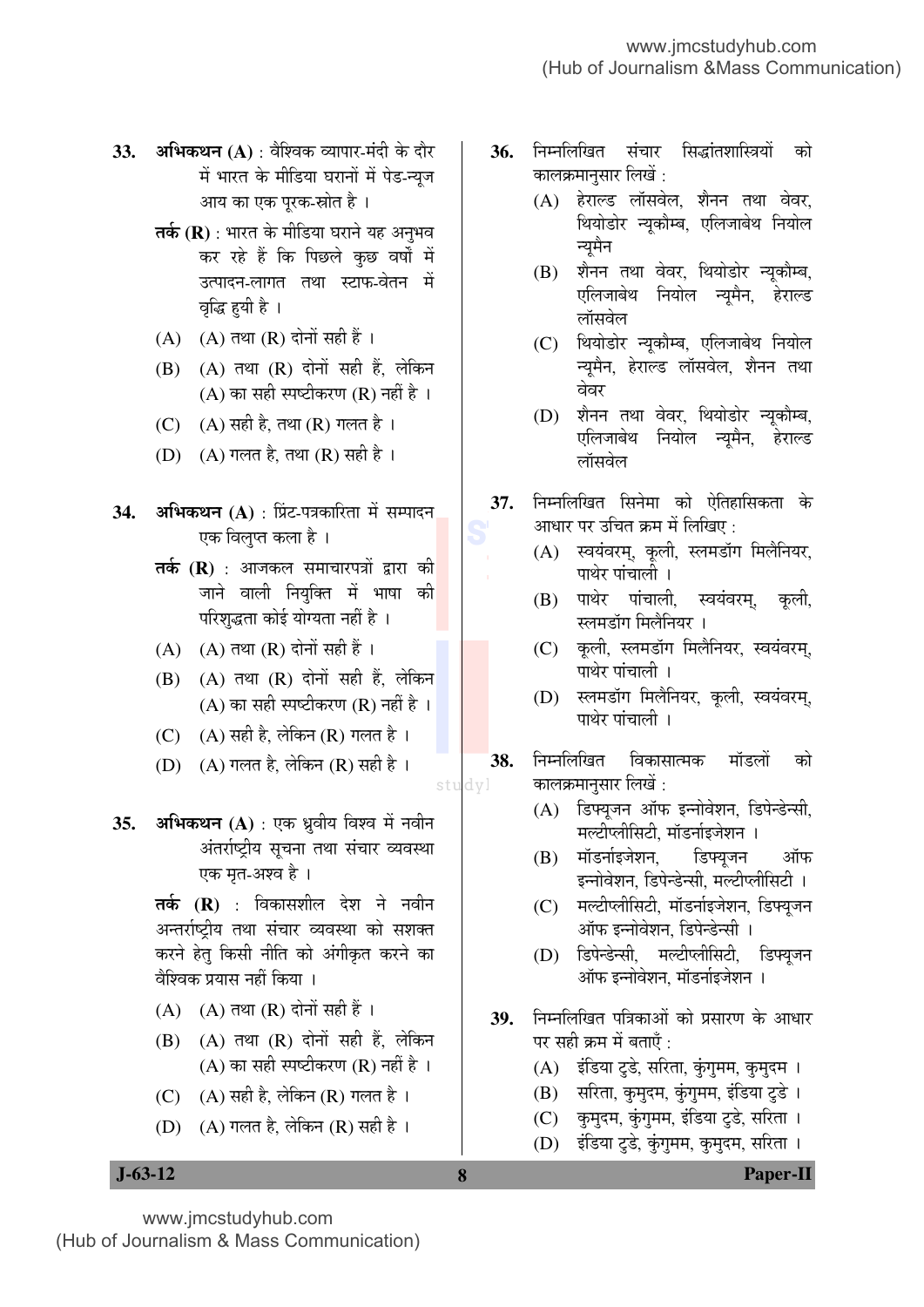**33.** **अभिकथन (A)** : वैश्विक व्यापार-मंदी के दौर में भारत के मीडिया घरानों में पेड-न्यूज आय का एक पूरक-स्रोत है ।

**तर्क (R)** : भारत के मीडिया घराने यह अनुभव कर रहे हैं कि पिछले कुछ वर्षों में उत्पादन-लागत तथा स्टाफ-वेतन में वृद्धि हुयी है ।

(A) (A) तथा (R) दोनों सही हैं ।

(B) (A) तथा (R) दोनों सही हैं, लेकिन (A) का सही स्पष्टीकरण (R) नहीं है ।

(C) (A) सही है, तथा (R) गलत है ।

(D) (A) गलत है, तथा (R) सही है ।

**34.** **अभिकथन (A)** : प्रिंट-पत्रकारिता में सम्पादन एक विलुप्त कला है ।

**तर्क (R)** : आजकल समाचारपत्रों द्वारा की जाने वाली नियुक्ति में भाषा की परिशुद्धता कोई योग्यता नहीं है ।

(A) (A) तथा (R) दोनों सही हैं ।

(B) (A) तथा (R) दोनों सही हैं, लेकिन (A) का सही स्पष्टीकरण (R) नहीं है ।

(C) (A) सही है, लेकिन (R) गलत है ।

(D) (A) गलत है, लेकिन (R) सही है ।

**35.** **अभिकथन (A)** : एक ध्रुवीय विश्व में नवीन अंतर्राष्ट्रीय सूचना तथा संचार व्यवस्था एक मृत-अश्व है ।

**तर्क (R)** : विकासशील देश ने नवीन अन्तर्राष्ट्रीय तथा संचार व्यवस्था को सशक्त करने हेतु किसी नीति को अंगीकृत करने का वैश्विक प्रयास नहीं किया ।

(A) (A) तथा (R) दोनों सही हैं ।

(B) (A) तथा (R) दोनों सही हैं, लेकिन (A) का सही स्पष्टीकरण (R) नहीं है ।

(C) (A) सही है, लेकिन (R) गलत है ।

(D) (A) गलत है, लेकिन (R) सही है ।

**36.** निम्नलिखित संचार सिद्धांतशास्त्रियों को कालक्रमानुसार लिखें :

(A) हेराल्ड लॉसवेल, शैनन तथा वेवर, थियोडोर न्यूकौम्ब, एलिजाबेथ नियोल न्यूमैन

(B) शैनन तथा वेवर, थियोडोर न्यूकौम्ब, एलिजाबेथ नियोल न्यूमैन, हेराल्ड लॉसवेल

(C) थियोडोर न्यूकौम्ब, एलिजाबेथ नियोल न्यूमैन, हेराल्ड लॉसवेल, शैनन तथा वेवर

(D) शैनन तथा वेवर, थियोडोर न्यूकौम्ब, एलिजाबेथ नियोल न्यूमैन, हेराल्ड लॉसवेल

**37.** निम्नलिखित सिनेमा को ऐतिहासिकता के आधार पर उचित क्रम में लिखिए :

(A) स्वयंवरम्, कूली, स्लमडॉग मिलैनियर, पाथेर पांचाली ।

(B) पाथेर पांचाली, स्वयंवरम्, कूली, स्लमडॉग मिलैनियर ।

(C) कूली, स्लमडॉग मिलैनियर, स्वयंवरम्, पाथेर पांचाली ।

(D) स्लमडॉग मिलैनियर, कूली, स्वयंवरम्, पाथेर पांचाली ।

**38.** निम्नलिखित विकासात्मक मॉडलों को कालक्रमानुसार लिखें :

(A) डिफ्यूजन ऑफ इन्नोवेशन, डिपेन्डेन्सी, मल्टीप्लीसिटी, मॉडर्नाइजेशन ।

(B) मॉडर्नाइजेशन, डिफ्यूजन ऑफ इन्नोवेशन, डिपेन्डेन्सी, मल्टीप्लीसिटी ।

(C) मल्टीप्लीसिटी, मॉडर्नाइजेशन, डिफ्यूजन ऑफ इन्नोवेशन, डिपेन्डेन्सी ।

(D) डिपेन्डेन्सी, मल्टीप्लीसिटी, डिफ्यूजन ऑफ इन्नोवेशन, मॉडर्नाइजेशन ।

**39.** निम्नलिखित पत्रिकाओं को प्रसारण के आधार पर सही क्रम में बताएँ :

(A) इंडिया टुडे, सरिता, कुंगुमम, कुमुदम ।

(B) सरिता, कुमुदम, कुंगुमम, इंडिया टुडे ।

(C) कुमुदम, कुंगुमम, इंडिया टुडे, सरिता ।

(D) इंडिया टुडे, कुंगुमम, कुमुदम, सरिता ।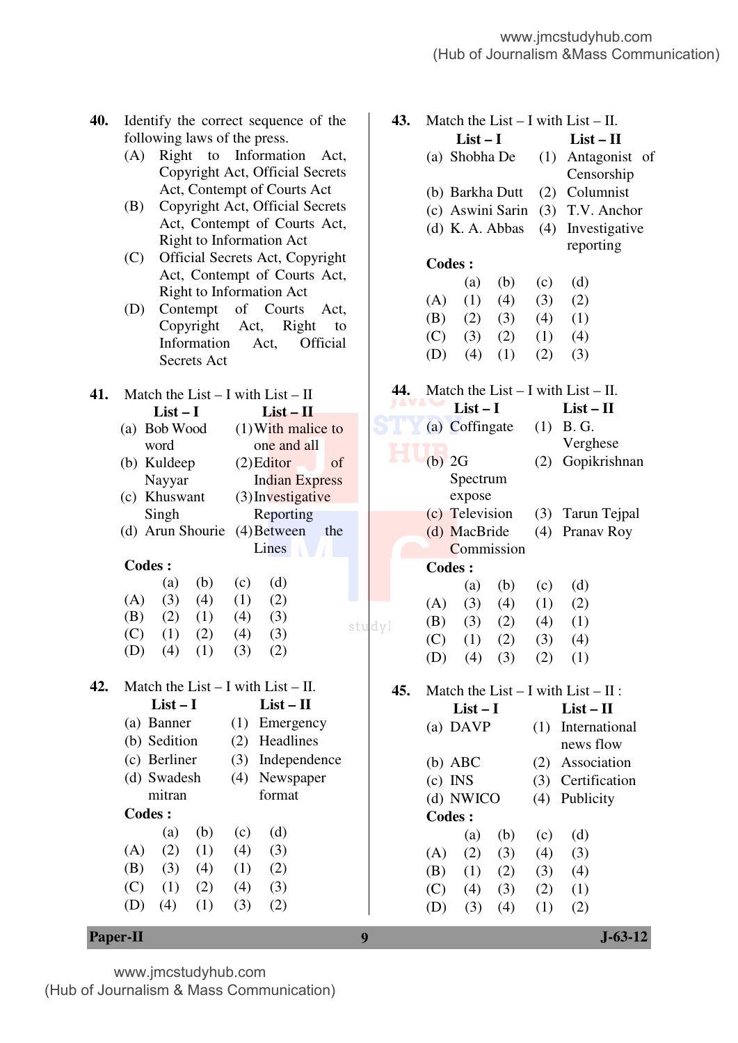**40.** Identify the correct sequence of the following laws of the press.

(A) Right to Information Act, Copyright Act, Official Secrets Act, Contempt of Courts Act

(B) Copyright Act, Official Secrets Act, Contempt of Courts Act, Right to Information Act

(C) Official Secrets Act, Copyright Act, Contempt of Courts Act, Right to Information Act

(D) Contempt of Courts Act, Copyright Act, Right to Information Act, Official Secrets Act

**41.** Match the List – I with List – II

| List – I | List – II |
|---|---|
| (a) Bob Wood word | (1) With malice to one and all |
| (b) Kuldeep Nayyar | (2) Editor of Indian Express |
| (c) Khuswant Singh | (3) Investigative Reporting |
| (d) Arun Shourie | (4) Between the Lines |

**Codes :**

| | (a) | (b) | (c) | (d) |
|---|---|---|---|---|
| (A) | (3) | (4) | (1) | (2) |
| (B) | (2) | (1) | (4) | (3) |
| (C) | (1) | (2) | (4) | (3) |
| (D) | (4) | (1) | (3) | (2) |

**42.** Match the List – I with List – II.

| List – I | List – II |
|---|---|
| (a) Banner | (1) Emergency |
| (b) Sedition | (2) Headlines |
| (c) Berliner | (3) Independence |
| (d) Swadesh mitran | (4) Newspaper format |

**Codes :**

| | (a) | (b) | (c) | (d) |
|---|---|---|---|---|
| (A) | (2) | (1) | (4) | (3) |
| (B) | (3) | (4) | (1) | (2) |
| (C) | (1) | (2) | (4) | (3) |
| (D) | (4) | (1) | (3) | (2) |

**43.** Match the List – I with List – II.

| List – I | List – II |
|---|---|
| (a) Shobha De | (1) Antagonist of Censorship |
| (b) Barkha Dutt | (2) Columnist |
| (c) Aswini Sarin | (3) T.V. Anchor |
| (d) K. A. Abbas | (4) Investigative reporting |

**Codes :**

| | (a) | (b) | (c) | (d) |
|---|---|---|---|---|
| (A) | (1) | (4) | (3) | (2) |
| (B) | (2) | (3) | (4) | (1) |
| (C) | (3) | (2) | (1) | (4) |
| (D) | (4) | (1) | (2) | (3) |

**44.** Match the List – I with List – II.

| List – I | List – II |
|---|---|
| (a) Coffingate | (1) B. G. Verghese |
| (b) 2G Spectrum expose | (2) Gopikrishnan |
| (c) Television | (3) Tarun Tejpal |
| (d) MacBride Commission | (4) Pranav Roy |

**Codes :**

| | (a) | (b) | (c) | (d) |
|---|---|---|---|---|
| (A) | (3) | (4) | (1) | (2) |
| (B) | (3) | (2) | (4) | (1) |
| (C) | (1) | (2) | (3) | (4) |
| (D) | (4) | (3) | (2) | (1) |

**45.** Match the List – I with List – II :

| List – I | List – II |
|---|---|
| (a) DAVP | (1) International news flow |
| (b) ABC | (2) Association |
| (c) INS | (3) Certification |
| (d) NWICO | (4) Publicity |

**Codes :**

| | (a) | (b) | (c) | (d) |
|---|---|---|---|---|
| (A) | (2) | (3) | (4) | (3) |
| (B) | (1) | (2) | (3) | (4) |
| (C) | (4) | (3) | (2) | (1) |
| (D) | (3) | (4) | (1) | (2) |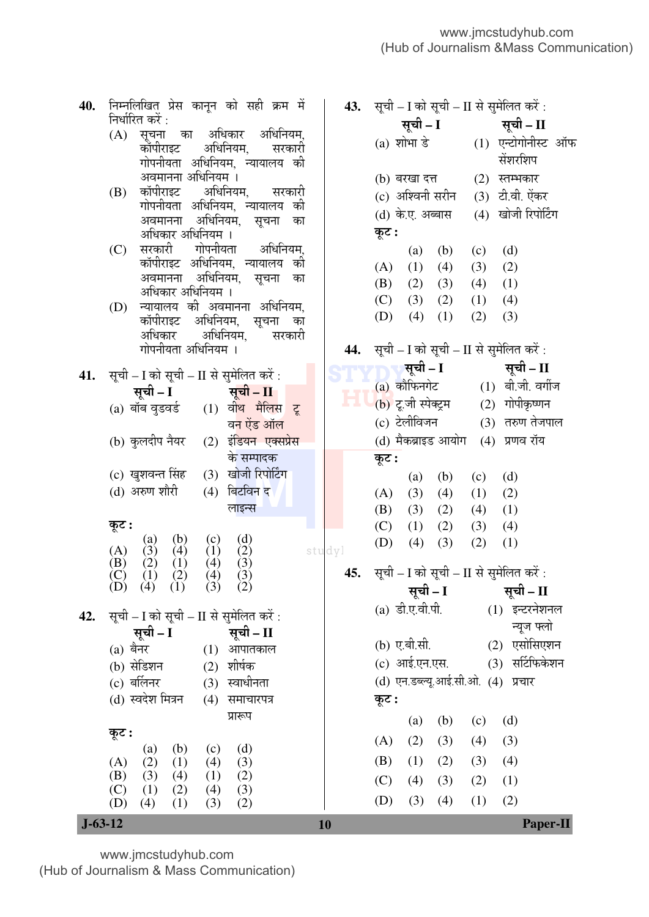40. निम्नलिखित प्रेस कानून को सही क्रम में निर्धारित करें :

(A) सूचना का अधिकार अधिनियम, कॉपीराइट अधिनियम, सरकारी गोपनीयता अधिनियम, न्यायालय की अवमानना अधिनियम ।

(B) कॉपीराइट अधिनियम, सरकारी गोपनीयता अधिनियम, न्यायालय की अवमानना अधिनियम, सूचना का अधिकार अधिनियम ।

(C) सरकारी गोपनीयता अधिनियम, कॉपीराइट अधिनियम, न्यायालय की अवमानना अधिनियम, सूचना का अधिकार अधिनियम ।

(D) न्यायालय की अवमानना अधिनियम, कॉपीराइट अधिनियम, सूचना का अधिकार अधिनियम, सरकारी गोपनीयता अधिनियम ।

41. सूची – I को सूची – II से सुमेलित करें :

| सूची – I | सूची – II |
|---|---|
| (a) बॉब वुडवर्ड | (1) वीथ मैलिस टू वन ऐंड ऑल |
| (b) कुलदीप नैयर | (2) इंडियन एक्सप्रेस के सम्पादक |
| (c) खुशवन्त सिंह | (3) खोजी रिपोर्टिंग |
| (d) अरुण शौरी | (4) बिटविन द लाइन्स |

कूट :

| | (a) | (b) | (c) | (d) |
|---|---|---|---|---|
| (A) | (3) | (4) | (1) | (2) |
| (B) | (2) | (1) | (4) | (3) |
| (C) | (1) | (2) | (4) | (3) |
| (D) | (4) | (1) | (3) | (2) |

42. सूची – I को सूची – II से सुमेलित करें :

| सूची – I | सूची – II |
|---|---|
| (a) बैनर | (1) आपातकाल |
| (b) सेडिशन | (2) शीर्षक |
| (c) बर्लिनर | (3) स्वाधीनता |
| (d) स्वदेश मित्रन | (4) समाचारपत्र प्रारूप |

कूट :

| | (a) | (b) | (c) | (d) |
|---|---|---|---|---|
| (A) | (2) | (1) | (4) | (3) |
| (B) | (3) | (4) | (1) | (2) |
| (C) | (1) | (2) | (4) | (3) |
| (D) | (4) | (1) | (3) | (2) |

43. सूची – I को सूची – II से सुमेलित करें :

| सूची – I | सूची – II |
|---|---|
| (a) शोभा डे | (1) एन्टोगोनीस्ट ऑफ सेंशरशिप |
| (b) बरखा दत्त | (2) स्तम्भकार |
| (c) अश्विनी सरीन | (3) टी.वी. ऐंकर |
| (d) के.ए. अब्बास | (4) खोजी रिपोर्टिंग |

कूट :

| | (a) | (b) | (c) | (d) |
|---|---|---|---|---|
| (A) | (1) | (4) | (3) | (2) |
| (B) | (2) | (3) | (4) | (1) |
| (C) | (3) | (2) | (1) | (4) |
| (D) | (4) | (1) | (2) | (3) |

44. सूची – I को सूची – II से सुमेलित करें :

| सूची – I | सूची – II |
|---|---|
| (a) कौफिनगेट | (1) बी.जी. वर्गीज |
| (b) टू.जी स्पेक्ट्रम | (2) गोपीकृष्णन |
| (c) टेलीविजन | (3) तरुण तेजपाल |
| (d) मैकब्राइड आयोग | (4) प्रणव रॉय |

कूट :

| | (a) | (b) | (c) | (d) |
|---|---|---|---|---|
| (A) | (3) | (4) | (1) | (2) |
| (B) | (3) | (2) | (4) | (1) |
| (C) | (1) | (2) | (3) | (4) |
| (D) | (4) | (3) | (2) | (1) |

45. सूची – I को सूची – II से सुमेलित करें :

| सूची – I | सूची – II |
|---|---|
| (a) डी.ए.वी.पी. | (1) इन्टरनेशनल न्यूज फ्लो |
| (b) ए.बी.सी. | (2) एसोसिएशन |
| (c) आई.एन.एस. | (3) सर्टिफिकेशन |
| (d) एन.डब्ल्यू.आई.सी.ओ. | (4) प्रचार |

कूट :

| | (a) | (b) | (c) | (d) |
|---|---|---|---|---|
| (A) | (2) | (3) | (4) | (3) |
| (B) | (1) | (2) | (3) | (4) |
| (C) | (4) | (3) | (2) | (1) |
| (D) | (3) | (4) | (1) | (2) |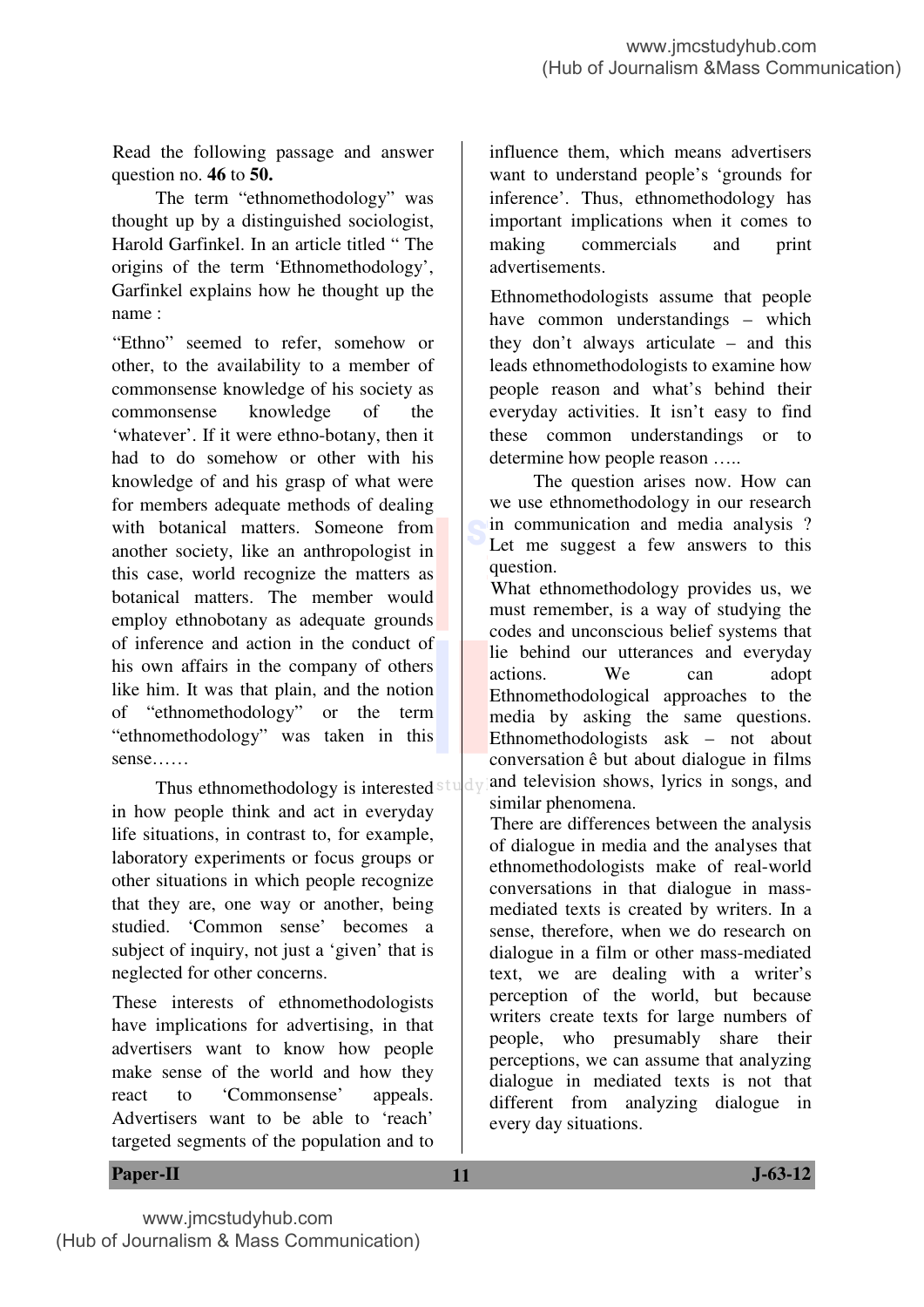Read the following passage and answer question no. **46** to **50.**

The term "ethnomethodology" was thought up by a distinguished sociologist, Harold Garfinkel. In an article titled " The origins of the term 'Ethnomethodology', Garfinkel explains how he thought up the name :

"Ethno" seemed to refer, somehow or other, to the availability to a member of commonsense knowledge of his society as commonsense knowledge of the 'whatever'. If it were ethno-botany, then it had to do somehow or other with his knowledge of and his grasp of what were for members adequate methods of dealing with botanical matters. Someone from another society, like an anthropologist in this case, world recognize the matters as botanical matters. The member would employ ethnobotany as adequate grounds of inference and action in the conduct of his own affairs in the company of others like him. It was that plain, and the notion of "ethnomethodology" or the term "ethnomethodology" was taken in this sense……

Thus ethnomethodology is interested in how people think and act in everyday life situations, in contrast to, for example, laboratory experiments or focus groups or other situations in which people recognize that they are, one way or another, being studied. 'Common sense' becomes a subject of inquiry, not just a 'given' that is neglected for other concerns.

These interests of ethnomethodologists have implications for advertising, in that advertisers want to know how people make sense of the world and how they react to 'Commonsense' appeals. Advertisers want to be able to 'reach' targeted segments of the population and to influence them, which means advertisers want to understand people's 'grounds for inference'. Thus, ethnomethodology has important implications when it comes to making commercials and print advertisements.

Ethnomethodologists assume that people have common understandings – which they don't always articulate – and this leads ethnomethodologists to examine how people reason and what's behind their everyday activities. It isn't easy to find these common understandings or to determine how people reason …..

The question arises now. How can we use ethnomethodology in our research in communication and media analysis ? Let me suggest a few answers to this question.

What ethnomethodology provides us, we must remember, is a way of studying the codes and unconscious belief systems that lie behind our utterances and everyday actions. We can adopt Ethnomethodological approaches to the media by asking the same questions. Ethnomethodologists ask – not about conversation ê but about dialogue in films and television shows, lyrics in songs, and similar phenomena.

There are differences between the analysis of dialogue in media and the analyses that ethnomethodologists make of real-world conversations in that dialogue in mass-mediated texts is created by writers. In a sense, therefore, when we do research on dialogue in a film or other mass-mediated text, we are dealing with a writer's perception of the world, but because writers create texts for large numbers of people, who presumably share their perceptions, we can assume that analyzing dialogue in mediated texts is not that different from analyzing dialogue in every day situations.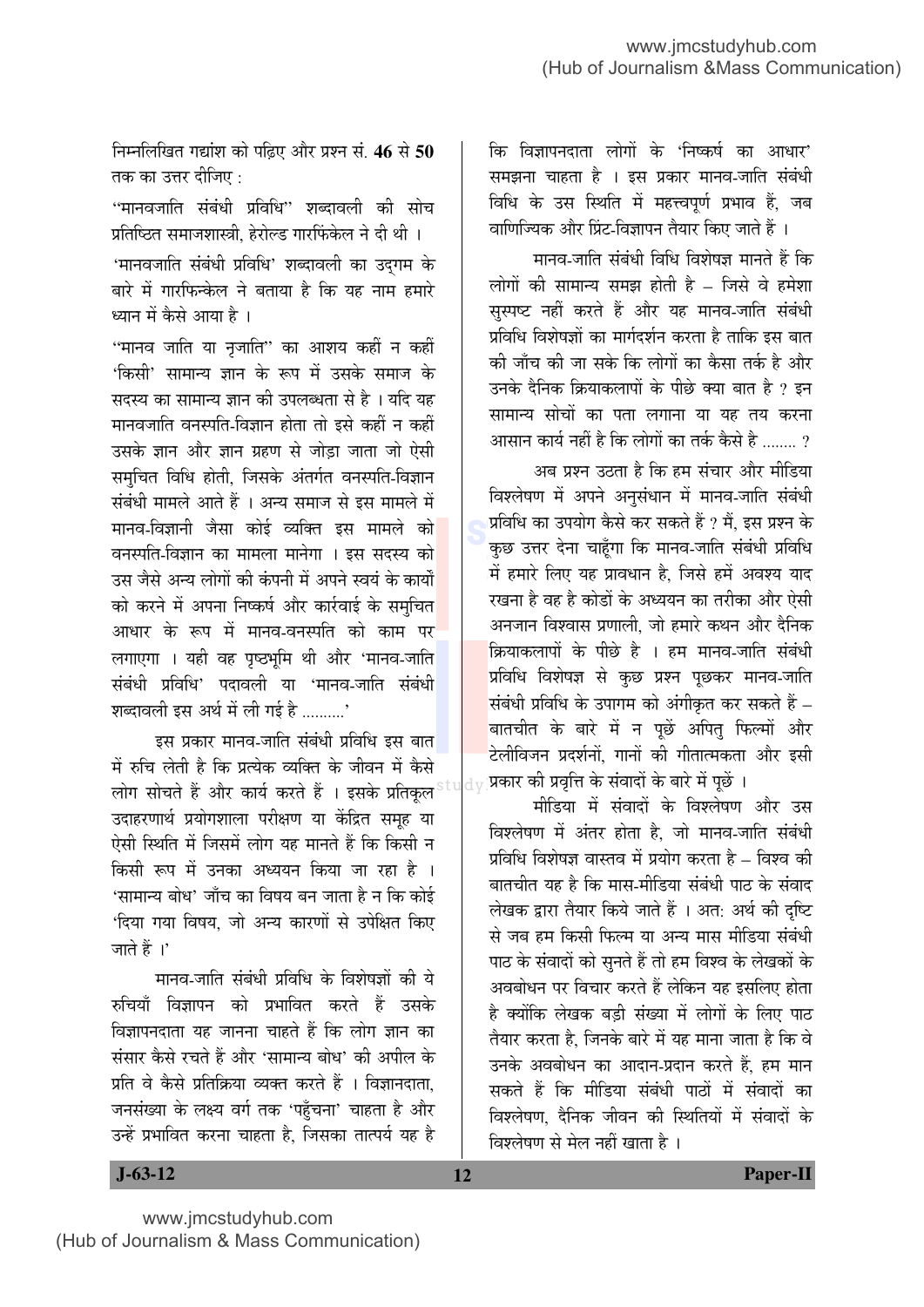निम्नलिखित गद्यांश को पढ़िए और प्रश्न सं. **46** से **50** तक का उत्तर दीजिए :

"मानवजाति संबंधी प्रविधि" शब्दावली की सोच प्रतिष्ठित समाजशास्त्री, हेरोल्ड गारफिंकेल ने दी थी ।

'मानवजाति संबंधी प्रविधि' शब्दावली का उद्गम के बारे में गारफिन्केल ने बताया है कि यह नाम हमारे ध्यान में कैसे आया है ।

"मानव जाति या नृजाति" का आशय कहीं न कहीं 'किसी' सामान्य ज्ञान के रूप में उसके समाज के सदस्य का सामान्य ज्ञान की उपलब्धता से है । यदि यह मानवजाति वनस्पति-विज्ञान होता तो इसे कहीं न कहीं उसके ज्ञान और ज्ञान ग्रहण से जोड़ा जाता जो ऐसी समुचित विधि होती, जिसके अंतर्गत वनस्पति-विज्ञान संबंधी मामले आते हैं । अन्य समाज से इस मामले में मानव-विज्ञानी जैसा कोई व्यक्ति इस मामले को वनस्पति-विज्ञान का मामला मानेगा । इस सदस्य को उस जैसे अन्य लोगों की कंपनी में अपने स्वयं के कार्यों को करने में अपना निष्कर्ष और कार्रवाई के समुचित आधार के रूप में मानव-वनस्पति को काम पर लगाएगा । यही वह पृष्ठभूमि थी और 'मानव-जाति संबंधी प्रविधि' पदावली या 'मानव-जाति संबंधी शब्दावली इस अर्थ में ली गई है .........'

इस प्रकार मानव-जाति संबंधी प्रविधि इस बात में रुचि लेती है कि प्रत्येक व्यक्ति के जीवन में कैसे लोग सोचते हैं और कार्य करते हैं । इसके प्रतिकूल उदाहरणार्थ प्रयोगशाला परीक्षण या केंद्रित समूह या ऐसी स्थिति में जिसमें लोग यह मानते हैं कि किसी न किसी रूप में उनका अध्ययन किया जा रहा है । 'सामान्य बोध' जाँच का विषय बन जाता है न कि कोई 'दिया गया विषय, जो अन्य कारणों से उपेक्षित किए जाते हैं ।'

मानव-जाति संबंधी प्रविधि के विशेषज्ञों की ये रुचियाँ विज्ञापन को प्रभावित करते हैं उसके विज्ञापनदाता यह जानना चाहते हैं कि लोग ज्ञान का संसार कैसे रचते हैं और 'सामान्य बोध' की अपील के प्रति वे कैसे प्रतिक्रिया व्यक्त करते हैं । विज्ञानदाता, जनसंख्या के लक्ष्य वर्ग तक 'पहुँचना' चाहता है और उन्हें प्रभावित करना चाहता है, जिसका तात्पर्य यह है कि विज्ञापनदाता लोगों के 'निष्कर्ष का आधार' समझना चाहता है । इस प्रकार मानव-जाति संबंधी विधि के उस स्थिति में महत्त्वपूर्ण प्रभाव हैं, जब वाणिज्यिक और प्रिंट-विज्ञापन तैयार किए जाते हैं ।

मानव-जाति संबंधी विधि विशेषज्ञ मानते हैं कि लोगों की सामान्य समझ होती है – जिसे वे हमेशा सुस्पष्ट नहीं करते हैं और यह मानव-जाति संबंधी प्रविधि विशेषज्ञों का मार्गदर्शन करता है ताकि इस बात की जाँच की जा सके कि लोगों का कैसा तर्क है और उनके दैनिक क्रियाकलापों के पीछे क्या बात है ? इन सामान्य सोचों का पता लगाना या यह तय करना आसान कार्य नहीं है कि लोगों का तर्क कैसे है ........ ?

अब प्रश्न उठता है कि हम संचार और मीडिया विश्लेषण में अपने अनुसंधान में मानव-जाति संबंधी प्रविधि का उपयोग कैसे कर सकते हैं ? मैं, इस प्रश्न के कुछ उत्तर देना चाहूँगा कि मानव-जाति संबंधी प्रविधि में हमारे लिए यह प्रावधान है, जिसे हमें अवश्य याद रखना है वह है कोडों के अध्ययन का तरीका और ऐसी अनजान विश्वास प्रणाली, जो हमारे कथन और दैनिक क्रियाकलापों के पीछे है । हम मानव-जाति संबंधी प्रविधि विशेषज्ञ से कुछ प्रश्न पूछकर मानव-जाति संबंधी प्रविधि के उपागम को अंगीकृत कर सकते हैं – बातचीत के बारे में न पूछें अपितु फिल्मों और टेलीविजन प्रदर्शनों, गानों की गीतात्मकता और इसी प्रकार की प्रवृत्ति के संवादों के बारे में पूछें ।

मीडिया में संवादों के विश्लेषण और उस विश्लेषण में अंतर होता है, जो मानव-जाति संबंधी प्रविधि विशेषज्ञ वास्तव में प्रयोग करता है – विश्व की बातचीत यह है कि मास-मीडिया संबंधी पाठ के संवाद लेखक द्वारा तैयार किये जाते हैं । अत: अर्थ की दृष्टि से जब हम किसी फिल्म या अन्य मास मीडिया संबंधी पाठ के संवादों को सुनते हैं तो हम विश्व के लेखकों के अवबोधन पर विचार करते हैं लेकिन यह इसलिए होता है क्योंकि लेखक बड़ी संख्या में लोगों के लिए पाठ तैयार करता है, जिनके बारे में यह माना जाता है कि वे उनके अवबोधन का आदान-प्रदान करते हैं, हम मान सकते हैं कि मीडिया संबंधी पाठों में संवादों का विश्लेषण, दैनिक जीवन की स्थितियों में संवादों के विश्लेषण से मेल नहीं खाता है ।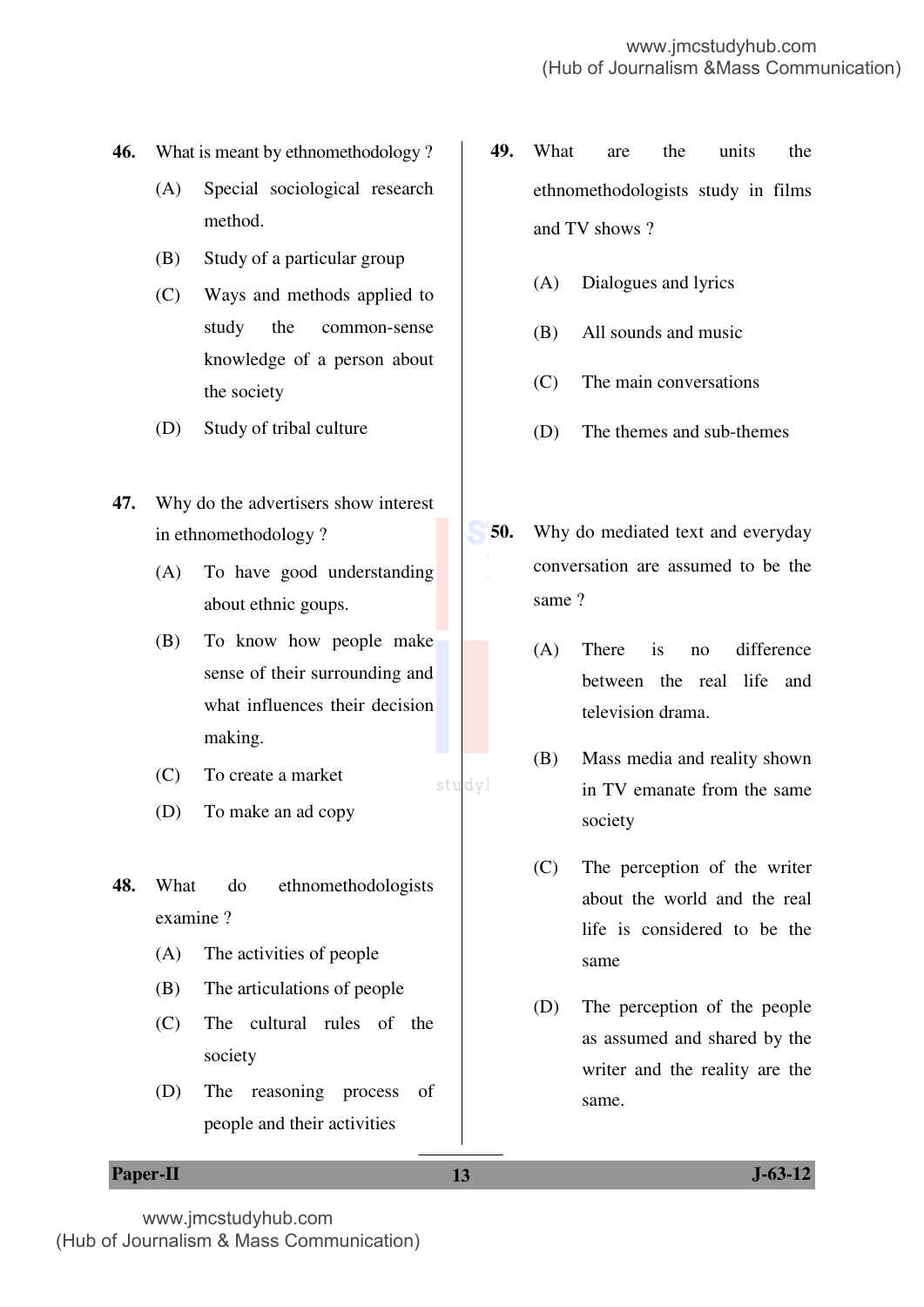46. What is meant by ethnomethodology ?

    (A) Special sociological research method.

    (B) Study of a particular group

    (C) Ways and methods applied to study the common-sense knowledge of a person about the society

    (D) Study of tribal culture

47. Why do the advertisers show interest in ethnomethodology ?

    (A) To have good understanding about ethnic goups.

    (B) To know how people make sense of their surrounding and what influences their decision making.

    (C) To create a market

    (D) To make an ad copy

48. What do ethnomethodologists examine ?

    (A) The activities of people

    (B) The articulations of people

    (C) The cultural rules of the society

    (D) The reasoning process of people and their activities

49. What are the units the ethnomethodologists study in films and TV shows ?

    (A) Dialogues and lyrics

    (B) All sounds and music

    (C) The main conversations

    (D) The themes and sub-themes

50. Why do mediated text and everyday conversation are assumed to be the same ?

    (A) There is no difference between the real life and television drama.

    (B) Mass media and reality shown in TV emanate from the same society

    (C) The perception of the writer about the world and the real life is considered to be the same

    (D) The perception of the people as assumed and shared by the writer and the reality are the same.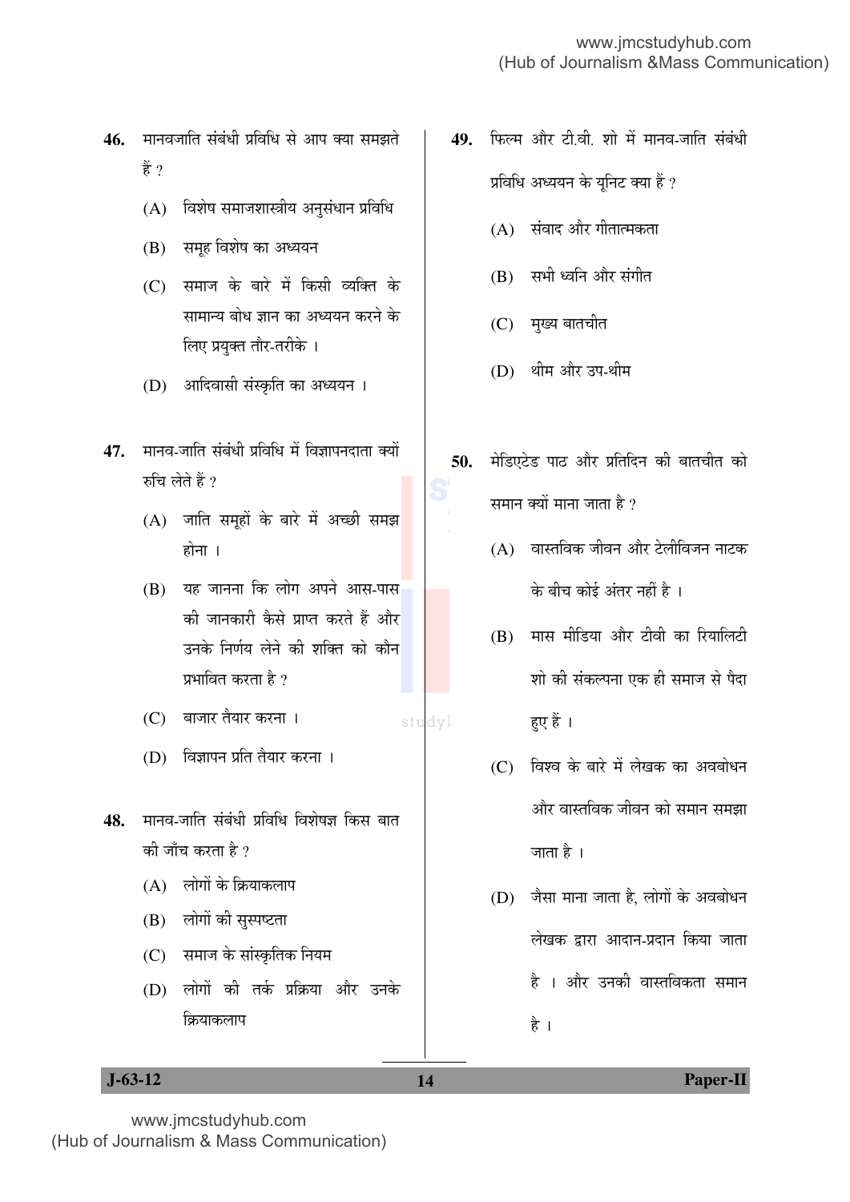46. मानवजाति संबंधी प्रविधि से आप क्या समझते हैं ?

(A) विशेष समाजशास्त्रीय अनुसंधान प्रविधि

(B) समूह विशेष का अध्ययन

(C) समाज के बारे में किसी व्यक्ति के सामान्य बोध ज्ञान का अध्ययन करने के लिए प्रयुक्त तौर-तरीके ।

(D) आदिवासी संस्कृति का अध्ययन ।

47. मानव-जाति संबंधी प्रविधि में विज्ञापनदाता क्यों रुचि लेते हैं ?

(A) जाति समूहों के बारे में अच्छी समझ होना ।

(B) यह जानना कि लोग अपने आस-पास की जानकारी कैसे प्राप्त करते हैं और उनके निर्णय लेने की शक्ति को कौन प्रभावित करता है ?

(C) बाजार तैयार करना ।

(D) विज्ञापन प्रति तैयार करना ।

48. मानव-जाति संबंधी प्रविधि विशेषज्ञ किस बात की जाँच करता है ?

(A) लोगों के क्रियाकलाप

(B) लोगों की सुस्पष्टता

(C) समाज के सांस्कृतिक नियम

(D) लोगों की तर्क प्रक्रिया और उनके क्रियाकलाप

49. फिल्म और टी.वी. शो में मानव-जाति संबंधी प्रविधि अध्ययन के यूनिट क्या हैं ?

(A) संवाद और गीतात्मकता

(B) सभी ध्वनि और संगीत

(C) मुख्य बातचीत

(D) थीम और उप-थीम

50. मेडिएटेड पाठ और प्रतिदिन की बातचीत को समान क्यों माना जाता है ?

(A) वास्तविक जीवन और टेलीविजन नाटक के बीच कोई अंतर नहीं है ।

(B) मास मीडिया और टीवी का रियालिटी शो की संकल्पना एक ही समाज से पैदा हुए हैं ।

(C) विश्व के बारे में लेखक का अवबोधन और वास्तविक जीवन को समान समझा जाता है ।

(D) जैसा माना जाता है, लोगों के अवबोधन लेखक द्वारा आदान-प्रदान किया जाता है । और उनकी वास्तविकता समान है ।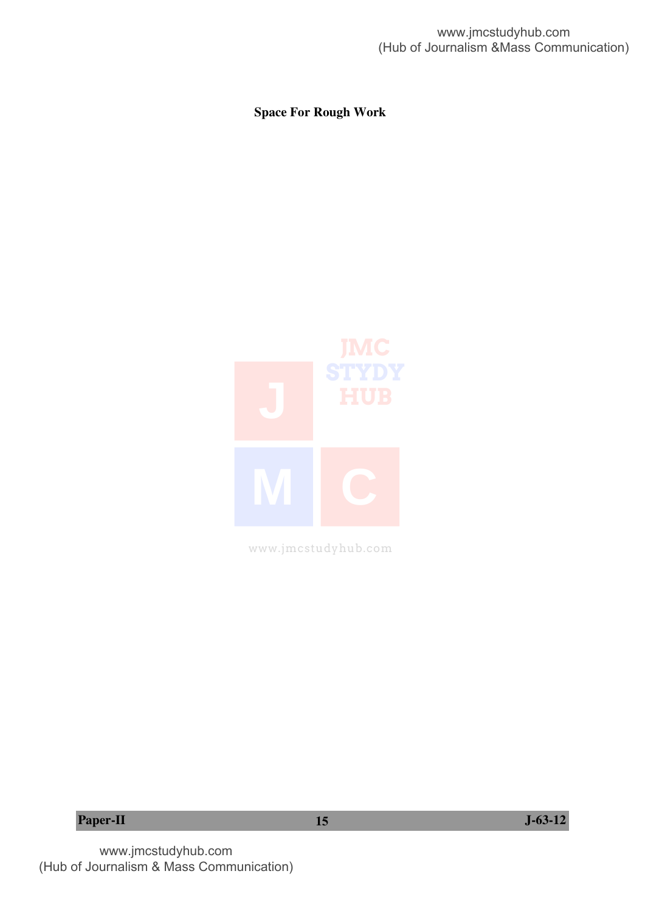**Space For Rough Work**